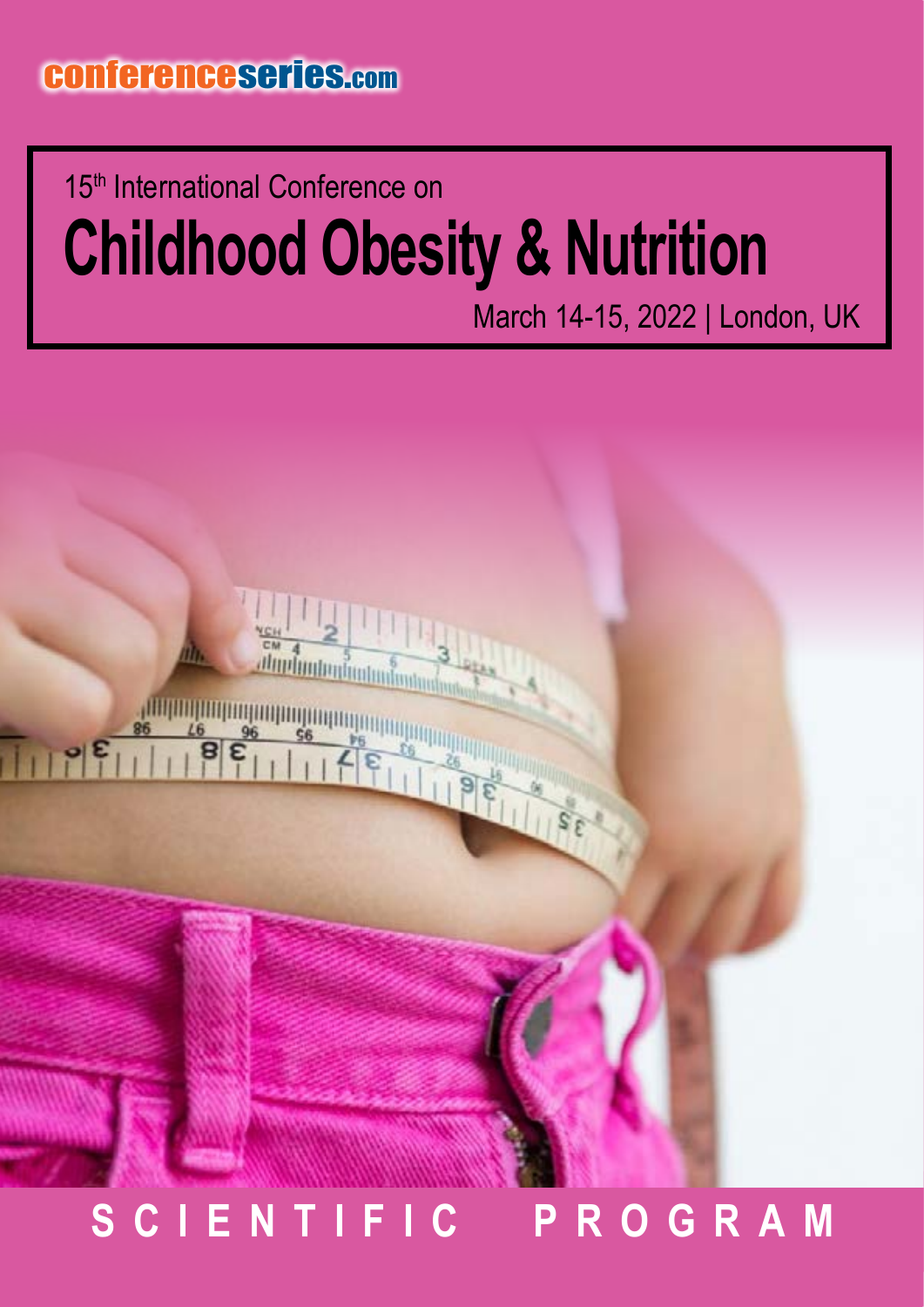conferenceseries.com

15th International Conference on

# Childhood Obesity & Nutrition

March 14-15, 2022 | London, UK

## SCIENTIFIC PROGRAM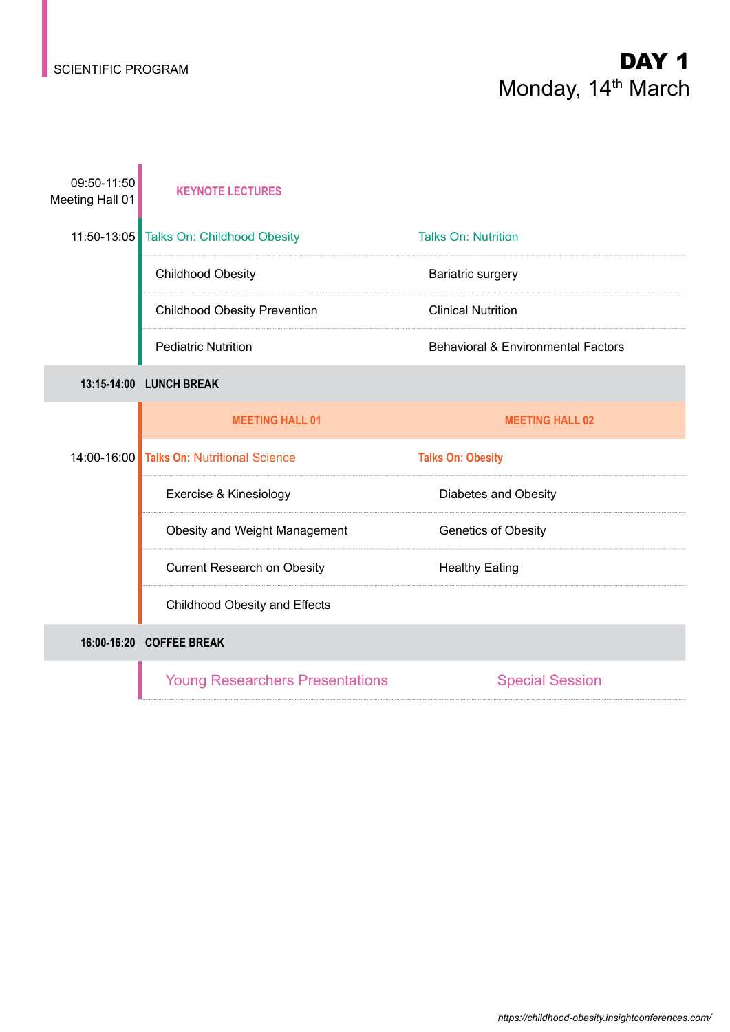SCIENTIFIC PROGRAM

# DAY 1
## Monday, 14th March

| Time | | |
|---|---|---|
| 09:50-11:50 Meeting Hall 01 | **KEYNOTE LECTURES** | |
| 11:50-13:05 | Talks On: Childhood Obesity | Talks On: Nutrition |
| | Childhood Obesity | Bariatric surgery |
| | Childhood Obesity Prevention | Clinical Nutrition |
| | Pediatric Nutrition | Behavioral & Environmental Factors |
| **13:15-14:00** | **LUNCH BREAK** | |
| | **MEETING HALL 01** | **MEETING HALL 02** |
| 14:00-16:00 | **Talks On:** Nutritional Science | **Talks On: Obesity** |
| | Exercise & Kinesiology | Diabetes and Obesity |
| | Obesity and Weight Management | Genetics of Obesity |
| | Current Research on Obesity | Healthy Eating |
| | Childhood Obesity and Effects | |
| **16:00-16:20** | **COFFEE BREAK** | |
| | Young Researchers Presentations | Special Session |

https://childhood-obesity.insightconferences.com/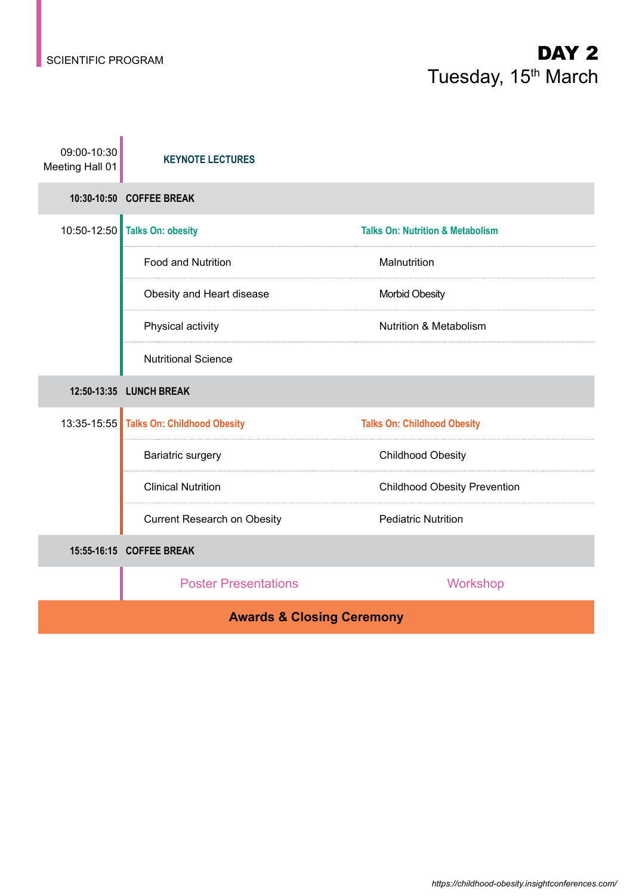SCIENTIFIC PROGRAM

# DAY 2

## Tuesday, 15th March

| Time | | |
|---|---|---|
| 09:00-10:30 Meeting Hall 01 | **KEYNOTE LECTURES** | |
| **10:30-10:50** | **COFFEE BREAK** | |
| 10:50-12:50 | **Talks On: obesity** | **Talks On: Nutrition & Metabolism** |
| | Food and Nutrition | Malnutrition |
| | Obesity and Heart disease | Morbid Obesity |
| | Physical activity | Nutrition & Metabolism |
| | Nutritional Science | |
| **12:50-13:35** | **LUNCH BREAK** | |
| 13:35-15:55 | **Talks On: Childhood Obesity** | **Talks On: Childhood Obesity** |
| | Bariatric surgery | Childhood Obesity |
| | Clinical Nutrition | Childhood Obesity Prevention |
| | Current Research on Obesity | Pediatric Nutrition |
| **15:55-16:15** | **COFFEE BREAK** | |
| | Poster Presentations | Workshop |

**Awards & Closing Ceremony**

https://childhood-obesity.insightconferences.com/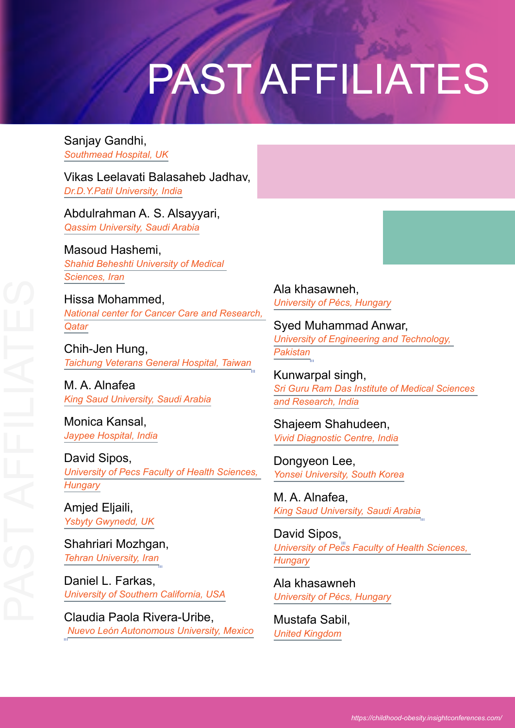# PAST AFFILIATES

Sanjay Gandhi,
*Southmead Hospital, UK*

Vikas Leelavati Balasaheb Jadhav,
*Dr.D.Y.Patil University, India*

Abdulrahman A. S. Alsayyari,
*Qassim University, Saudi Arabia*

Masoud Hashemi,
*Shahid Beheshti University of Medical Sciences, Iran*

Hissa Mohammed,
*National center for Cancer Care and Research, Qatar*

Chih-Jen Hung,
*Taichung Veterans General Hospital, Taiwan*

M. A. Alnafea
*King Saud University, Saudi Arabia*

Monica Kansal,
*Jaypee Hospital, India*

David Sipos,
*University of Pecs Faculty of Health Sciences, Hungary*

Amjed Eljaili,
*Ysbyty Gwynedd, UK*

Shahriari Mozhgan,
*Tehran University, Iran*

Daniel L. Farkas,
*University of Southern California, USA*

Claudia Paola Rivera-Uribe,
*Nuevo León Autonomous University, Mexico*

Ala khasawneh,
*University of Pécs, Hungary*

Syed Muhammad Anwar,
*University of Engineering and Technology, Pakistan*

Kunwarpal singh,
*Sri Guru Ram Das Institute of Medical Sciences and Research, India*

Shajeem Shahudeen,
*Vivid Diagnostic Centre, India*

Dongyeon Lee,
*Yonsei University, South Korea*

M. A. Alnafea,
*King Saud University, Saudi Arabia*

David Sipos,
*University of Pecs Faculty of Health Sciences, Hungary*

Ala khasawneh
*University of Pécs, Hungary*

Mustafa Sabil,
*United Kingdom*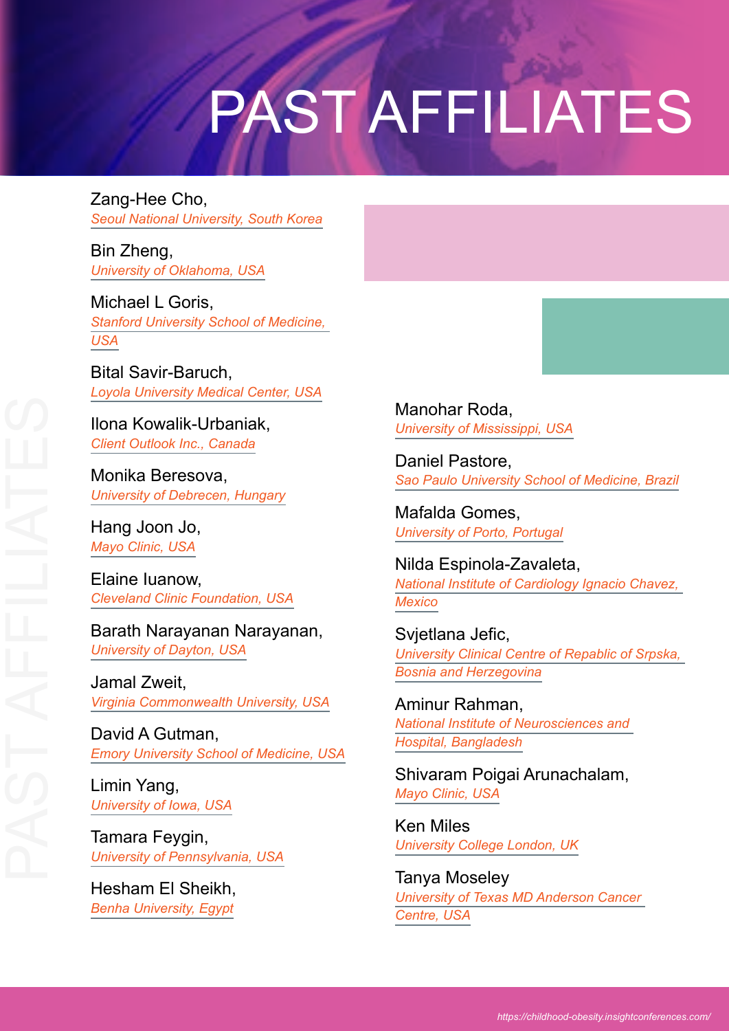# PAST AFFILIATES

Zang-Hee Cho,
*Seoul National University, South Korea*

Bin Zheng,
*University of Oklahoma, USA*

Michael L Goris,
*Stanford University School of Medicine, USA*

Bital Savir-Baruch,
*Loyola University Medical Center, USA*

Ilona Kowalik-Urbaniak,
*Client Outlook Inc., Canada*

Monika Beresova,
*University of Debrecen, Hungary*

Hang Joon Jo,
*Mayo Clinic, USA*

Elaine Iuanow,
*Cleveland Clinic Foundation, USA*

Barath Narayanan Narayanan,
*University of Dayton, USA*

Jamal Zweit,
*Virginia Commonwealth University, USA*

David A Gutman,
*Emory University School of Medicine, USA*

Limin Yang,
*University of Iowa, USA*

Tamara Feygin,
*University of Pennsylvania, USA*

Hesham El Sheikh,
*Benha University, Egypt*

Manohar Roda,
*University of Mississippi, USA*

Daniel Pastore,
*Sao Paulo University School of Medicine, Brazil*

Mafalda Gomes,
*University of Porto, Portugal*

Nilda Espinola-Zavaleta,
*National Institute of Cardiology Ignacio Chavez, Mexico*

Svjetlana Jefic,
*University Clinical Centre of Repablic of Srpska, Bosnia and Herzegovina*

Aminur Rahman,
*National Institute of Neurosciences and Hospital, Bangladesh*

Shivaram Poigai Arunachalam,
*Mayo Clinic, USA*

Ken Miles
*University College London, UK*

Tanya Moseley
*University of Texas MD Anderson Cancer Centre, USA*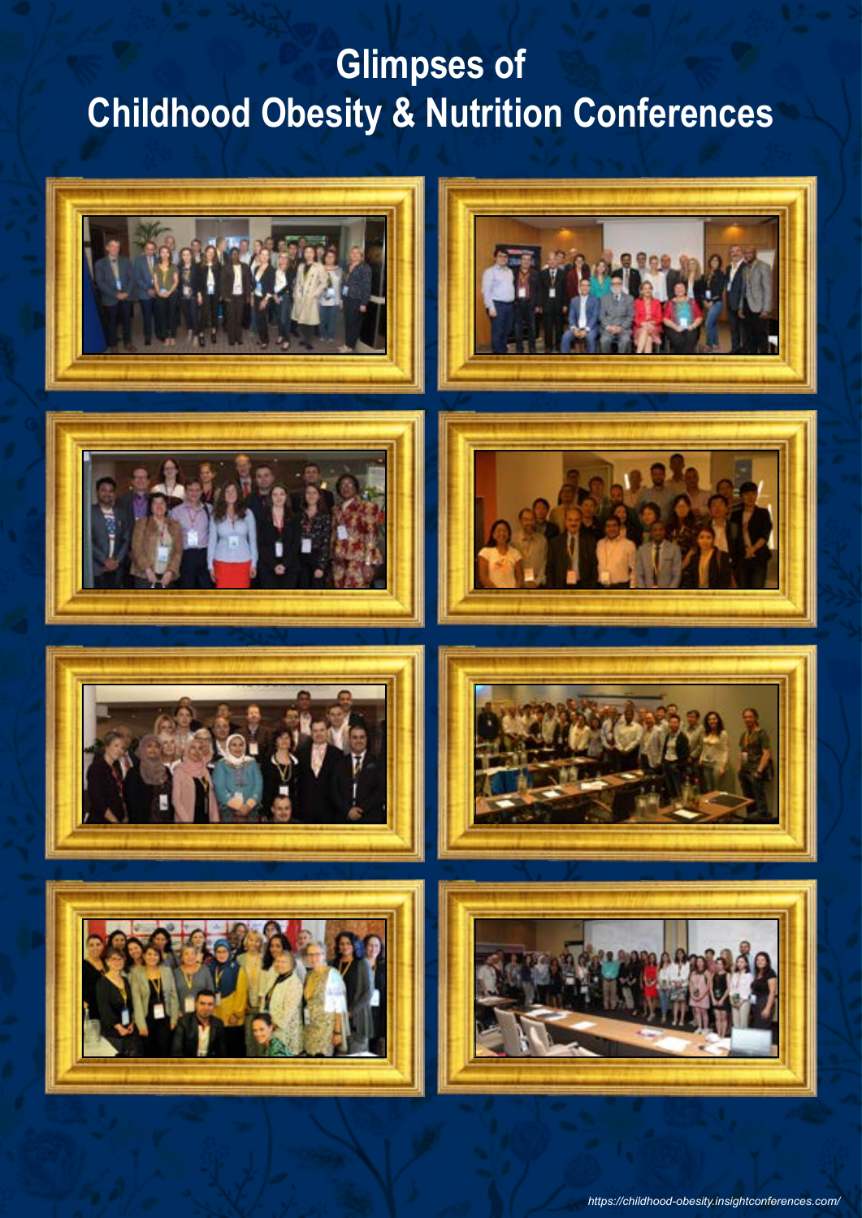# Glimpses of Childhood Obesity & Nutrition Conferences

https://childhood-obesity.insightconferences.com/